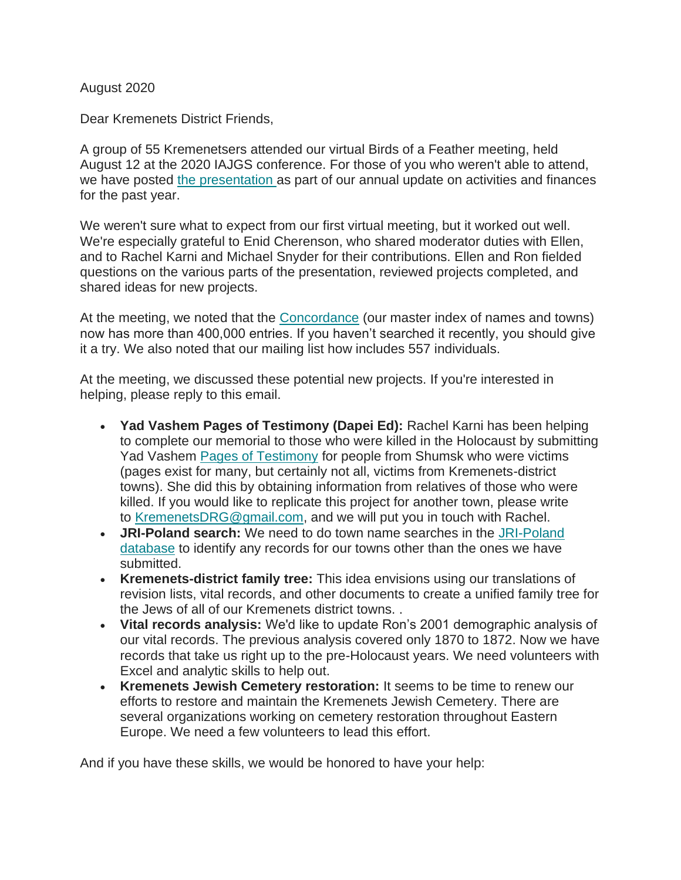August 2020

Dear Kremenets District Friends,

A group of 55 Kremenetsers attended our virtual Birds of a Feather meeting, held August 12 at the 2020 IAJGS conference. For those of you who weren't able to attend, we have posted the presentation as part of our annual update on activities and finances for the past year.

We weren't sure what to expect from our first virtual meeting, but it worked out well. We're especially grateful to Enid Cherenson, who shared moderator duties with Ellen, and to Rachel Karni and Michael Snyder for their contributions. Ellen and Ron fielded questions on the various parts of the presentation, reviewed projects completed, and shared ideas for new projects.

At the meeting, we noted that the Concordance (our master index of names and towns) now has more than 400,000 entries. If you haven't searched it recently, you should give it a try. We also noted that our mailing list how includes 557 individuals.

At the meeting, we discussed these potential new projects. If you're interested in helping, please reply to this email.

- **Yad Vashem Pages of Testimony (Dapei Ed):** Rachel Karni has been helping to complete our memorial to those who were killed in the Holocaust by submitting Yad Vashem Pages of Testimony for people from Shumsk who were victims (pages exist for many, but certainly not all, victims from Kremenets-district towns). She did this by obtaining information from relatives of those who were killed. If you would like to replicate this project for another town, please write to KremenetsDRG@gmail.com, and we will put you in touch with Rachel.
- **JRI-Poland search:** We need to do town name searches in the JRI-Poland database to identify any records for our towns other than the ones we have submitted.
- **Kremenets-district family tree:** This idea envisions using our translations of revision lists, vital records, and other documents to create a unified family tree for the Jews of all of our Kremenets district towns. .
- **Vital records analysis:** We'd like to update Ron's 2001 demographic analysis of our vital records. The previous analysis covered only 1870 to 1872. Now we have records that take us right up to the pre-Holocaust years. We need volunteers with Excel and analytic skills to help out.
- **Kremenets Jewish Cemetery restoration:** It seems to be time to renew our efforts to restore and maintain the Kremenets Jewish Cemetery. There are several organizations working on cemetery restoration throughout Eastern Europe. We need a few volunteers to lead this effort.

And if you have these skills, we would be honored to have your help: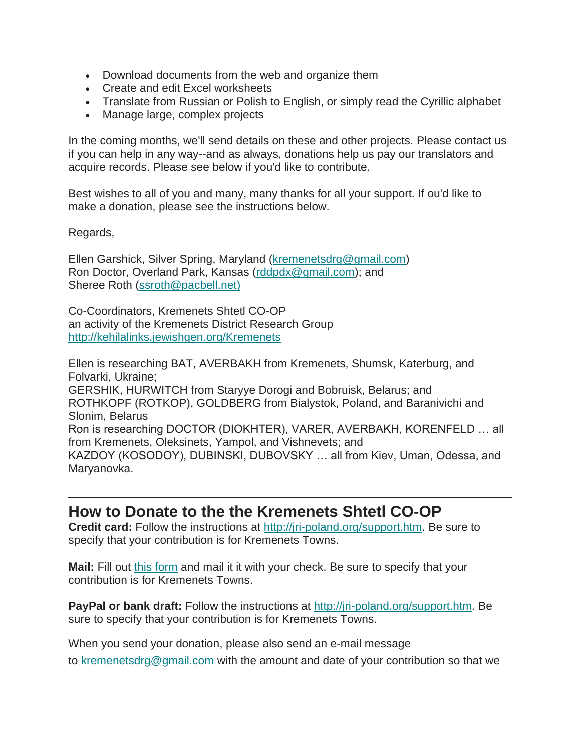- Download documents from the web and organize them
- Create and edit Excel worksheets
- Translate from Russian or Polish to English, or simply read the Cyrillic alphabet
- Manage large, complex projects

In the coming months, we'll send details on these and other projects. Please contact us if you can help in any way--and as always, donations help us pay our translators and acquire records. Please see below if you'd like to contribute.

Best wishes to all of you and many, many thanks for all your support. If ou'd like to make a donation, please see the instructions below.

Regards,

Ellen Garshick, Silver Spring, Maryland (kremenetsdrg@gmail.com)
Ron Doctor, Overland Park, Kansas (rddpdx@gmail.com); and
Sheree Roth (ssroth@pacbell.net)

Co-Coordinators, Kremenets Shtetl CO-OP
an activity of the Kremenets District Research Group
http://kehilalinks.jewishgen.org/Kremenets

Ellen is researching BAT, AVERBAKH from Kremenets, Shumsk, Katerburg, and Folvarki, Ukraine;
GERSHIK, HURWITCH from Staryye Dorogi and Bobruisk, Belarus; and
ROTHKOPF (ROTKOP), GOLDBERG from Bialystok, Poland, and Baranivichi and Slonim, Belarus
Ron is researching DOCTOR (DIOKHTER), VARER, AVERBAKH, KORENFELD … all from Kremenets, Oleksinets, Yampol, and Vishnevets; and
KAZDOY (KOSODOY), DUBINSKI, DUBOVSKY … all from Kiev, Uman, Odessa, and Maryanovka.

---

## How to Donate to the the Kremenets Shtetl CO-OP

**Credit card:** Follow the instructions at http://jri-poland.org/support.htm. Be sure to specify that your contribution is for Kremenets Towns.

**Mail:** Fill out this form and mail it it with your check. Be sure to specify that your contribution is for Kremenets Towns.

**PayPal or bank draft:** Follow the instructions at http://jri-poland.org/support.htm. Be sure to specify that your contribution is for Kremenets Towns.

When you send your donation, please also send an e-mail message to kremenetsdrg@gmail.com with the amount and date of your contribution so that we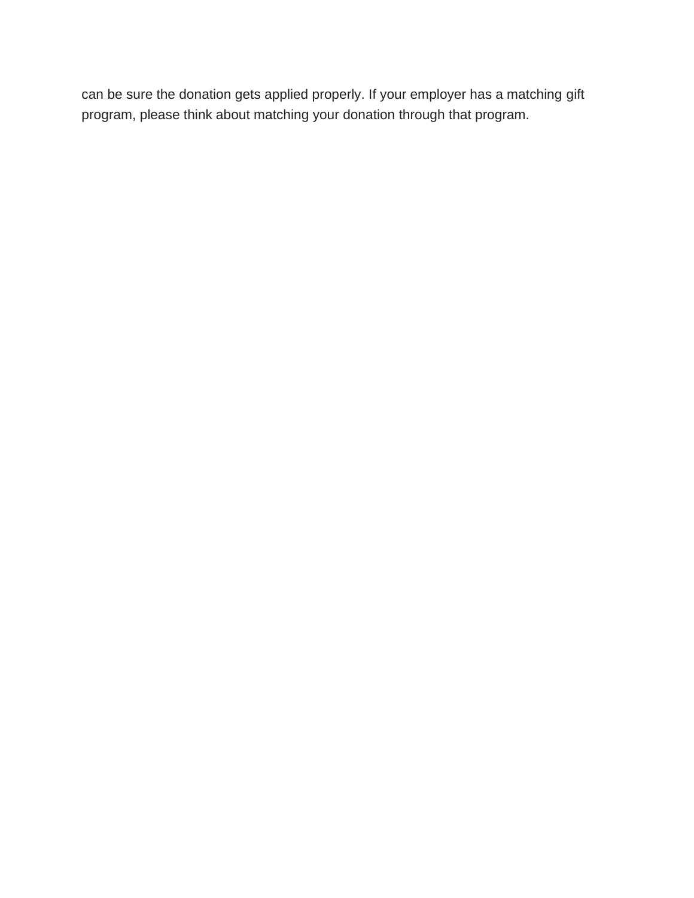can be sure the donation gets applied properly. If your employer has a matching gift program, please think about matching your donation through that program.